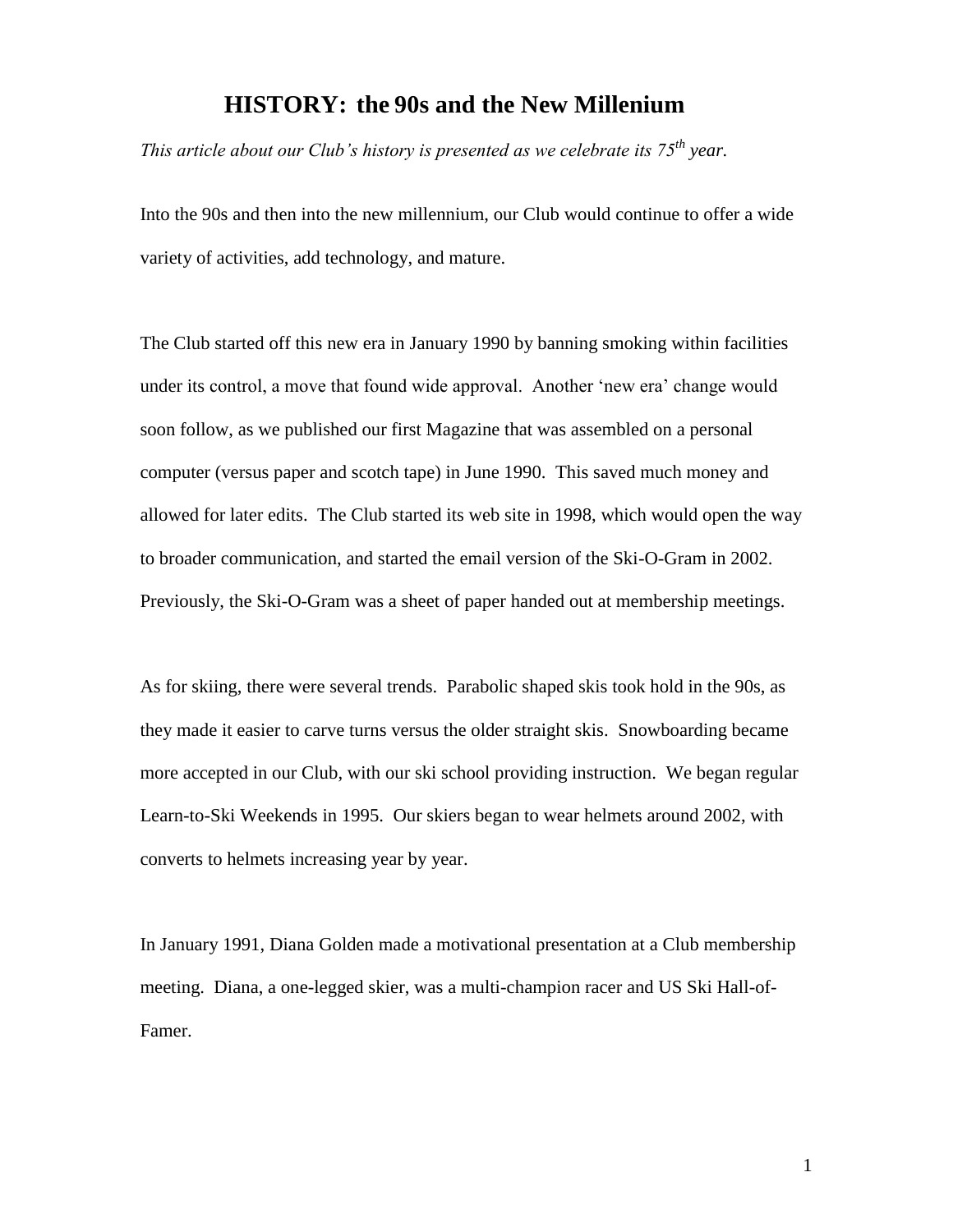# HISTORY: the 90s and the New Millenium

*This article about our Club's history is presented as we celebrate its 75th year.*

Into the 90s and then into the new millennium, our Club would continue to offer a wide variety of activities, add technology, and mature.

The Club started off this new era in January 1990 by banning smoking within facilities under its control, a move that found wide approval. Another 'new era' change would soon follow, as we published our first Magazine that was assembled on a personal computer (versus paper and scotch tape) in June 1990. This saved much money and allowed for later edits. The Club started its web site in 1998, which would open the way to broader communication, and started the email version of the Ski-O-Gram in 2002. Previously, the Ski-O-Gram was a sheet of paper handed out at membership meetings.

As for skiing, there were several trends. Parabolic shaped skis took hold in the 90s, as they made it easier to carve turns versus the older straight skis. Snowboarding became more accepted in our Club, with our ski school providing instruction. We began regular Learn-to-Ski Weekends in 1995. Our skiers began to wear helmets around 2002, with converts to helmets increasing year by year.

In January 1991, Diana Golden made a motivational presentation at a Club membership meeting. Diana, a one-legged skier, was a multi-champion racer and US Ski Hall-of-Famer.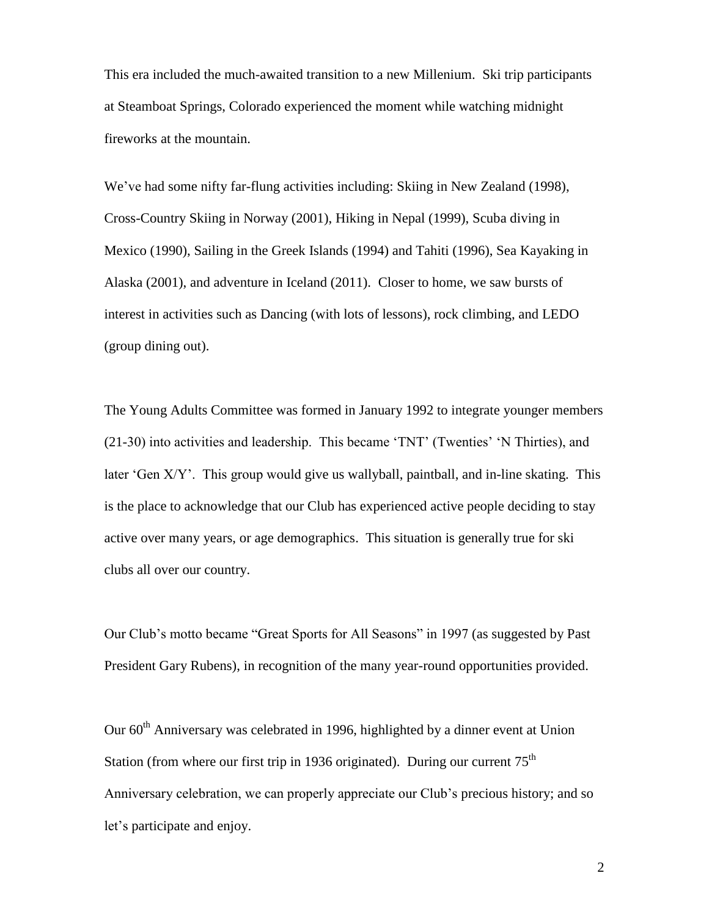This era included the much-awaited transition to a new Millenium. Ski trip participants at Steamboat Springs, Colorado experienced the moment while watching midnight fireworks at the mountain.

We've had some nifty far-flung activities including: Skiing in New Zealand (1998), Cross-Country Skiing in Norway (2001), Hiking in Nepal (1999), Scuba diving in Mexico (1990), Sailing in the Greek Islands (1994) and Tahiti (1996), Sea Kayaking in Alaska (2001), and adventure in Iceland (2011). Closer to home, we saw bursts of interest in activities such as Dancing (with lots of lessons), rock climbing, and LEDO (group dining out).

The Young Adults Committee was formed in January 1992 to integrate younger members (21-30) into activities and leadership. This became 'TNT' (Twenties' 'N Thirties), and later 'Gen X/Y'. This group would give us wallyball, paintball, and in-line skating. This is the place to acknowledge that our Club has experienced active people deciding to stay active over many years, or age demographics. This situation is generally true for ski clubs all over our country.

Our Club's motto became "Great Sports for All Seasons" in 1997 (as suggested by Past President Gary Rubens), in recognition of the many year-round opportunities provided.

Our 60th Anniversary was celebrated in 1996, highlighted by a dinner event at Union Station (from where our first trip in 1936 originated). During our current 75th Anniversary celebration, we can properly appreciate our Club's precious history; and so let's participate and enjoy.